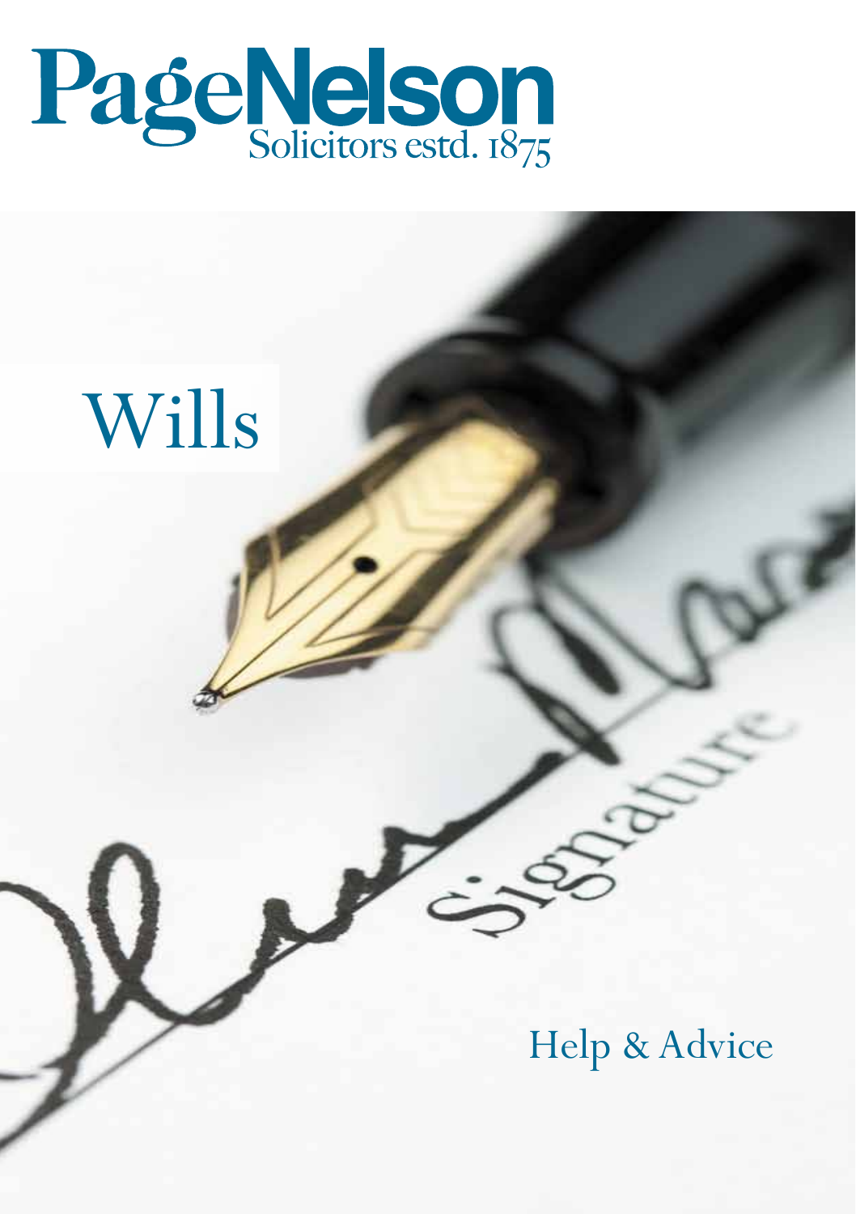# PageNelson

Solicitors estd. 1875

# Wills

Help & Advice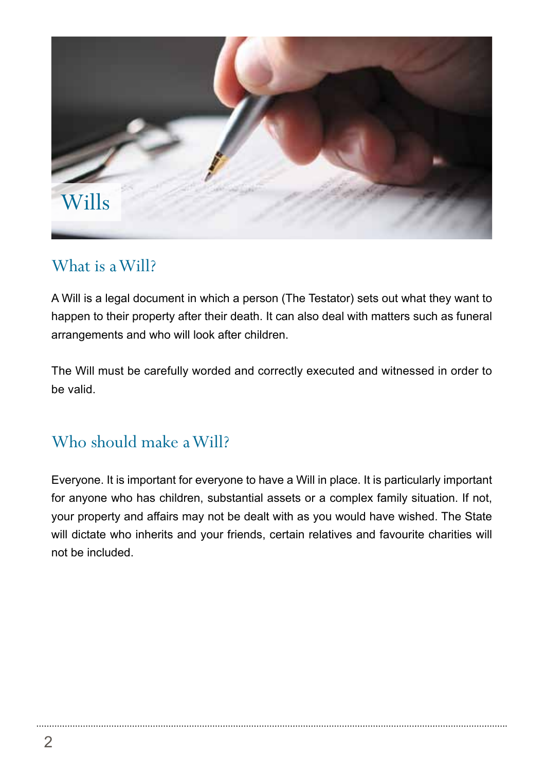# Wills

## What is a Will?

A Will is a legal document in which a person (The Testator) sets out what they want to happen to their property after their death. It can also deal with matters such as funeral arrangements and who will look after children.

The Will must be carefully worded and correctly executed and witnessed in order to be valid.

## Who should make a Will?

Everyone. It is important for everyone to have a Will in place. It is particularly important for anyone who has children, substantial assets or a complex family situation. If not, your property and affairs may not be dealt with as you would have wished. The State will dictate who inherits and your friends, certain relatives and favourite charities will not be included.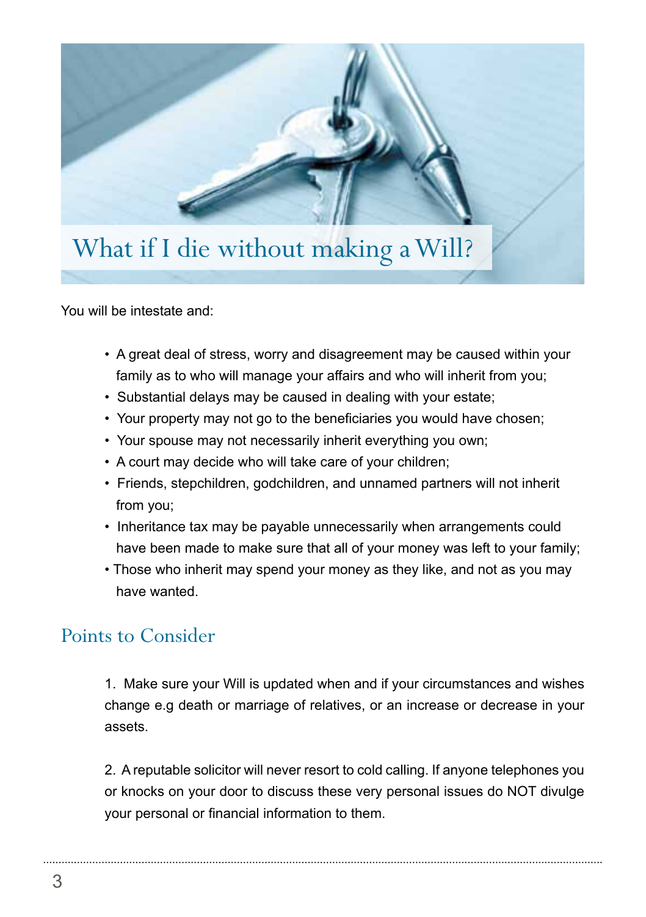# What if I die without making a Will?

You will be intestate and:

- A great deal of stress, worry and disagreement may be caused within your family as to who will manage your affairs and who will inherit from you;
- Substantial delays may be caused in dealing with your estate;
- Your property may not go to the beneficiaries you would have chosen;
- Your spouse may not necessarily inherit everything you own;
- A court may decide who will take care of your children;
- Friends, stepchildren, godchildren, and unnamed partners will not inherit from you;
- Inheritance tax may be payable unnecessarily when arrangements could have been made to make sure that all of your money was left to your family;
- Those who inherit may spend your money as they like, and not as you may have wanted.

## Points to Consider

1. Make sure your Will is updated when and if your circumstances and wishes change e.g death or marriage of relatives, or an increase or decrease in your assets.

2. A reputable solicitor will never resort to cold calling. If anyone telephones you or knocks on your door to discuss these very personal issues do NOT divulge your personal or financial information to them.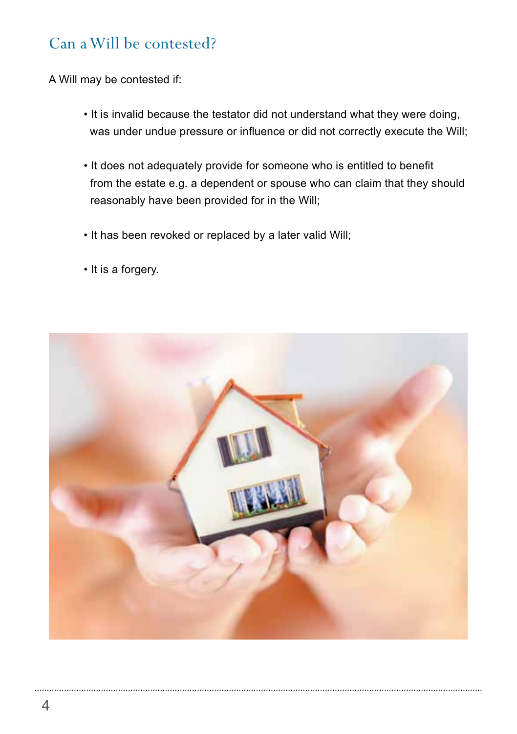## Can a Will be contested?

A Will may be contested if:

- It is invalid because the testator did not understand what they were doing, was under undue pressure or influence or did not correctly execute the Will;
- It does not adequately provide for someone who is entitled to benefit from the estate e.g. a dependent or spouse who can claim that they should reasonably have been provided for in the Will;
- It has been revoked or replaced by a later valid Will;
- It is a forgery.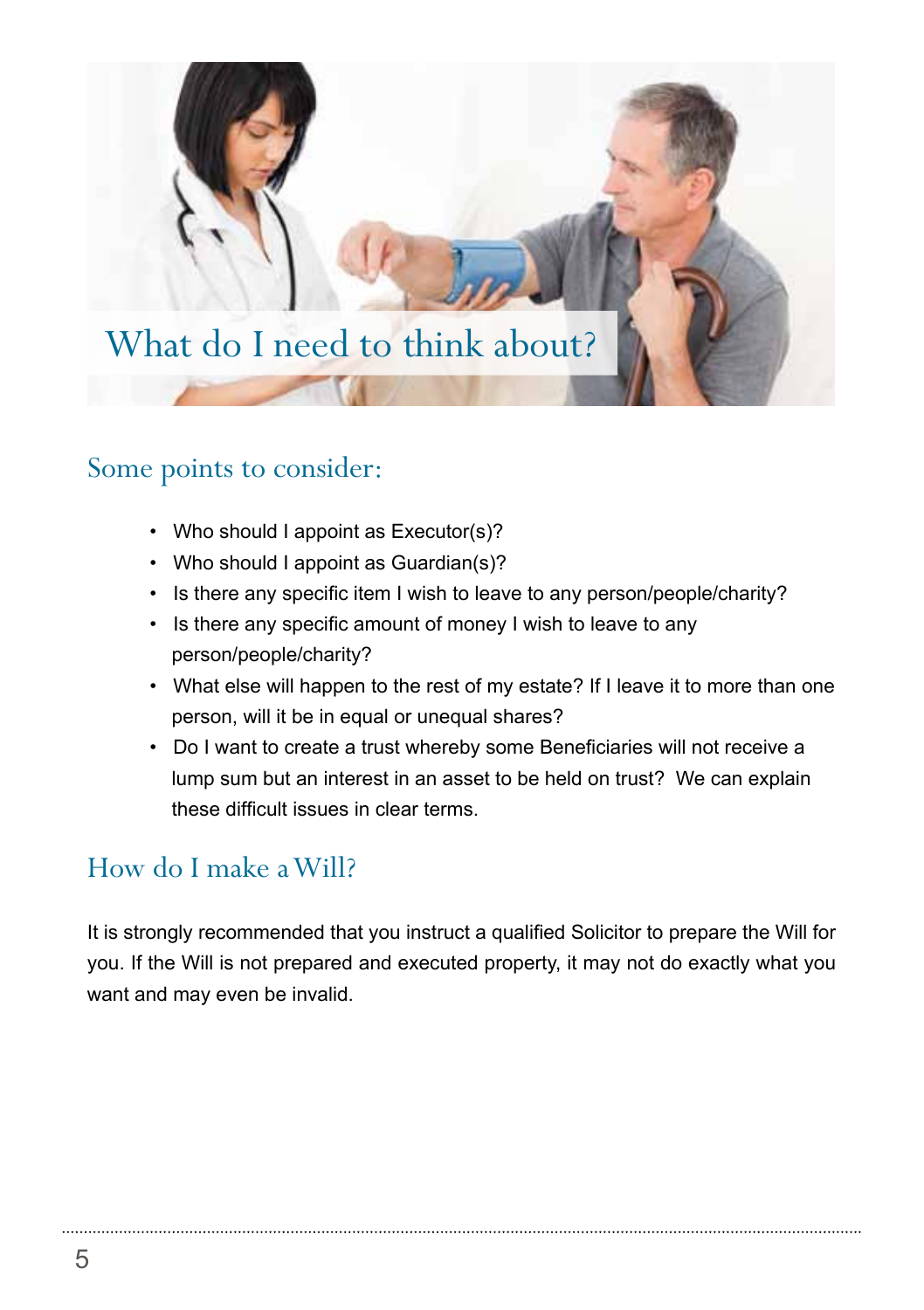# What do I need to think about?

## Some points to consider:

- Who should I appoint as Executor(s)?
- Who should I appoint as Guardian(s)?
- Is there any specific item I wish to leave to any person/people/charity?
- Is there any specific amount of money I wish to leave to any person/people/charity?
- What else will happen to the rest of my estate? If I leave it to more than one person, will it be in equal or unequal shares?
- Do I want to create a trust whereby some Beneficiaries will not receive a lump sum but an interest in an asset to be held on trust? We can explain these difficult issues in clear terms.

## How do I make a Will?

It is strongly recommended that you instruct a qualified Solicitor to prepare the Will for you. If the Will is not prepared and executed property, it may not do exactly what you want and may even be invalid.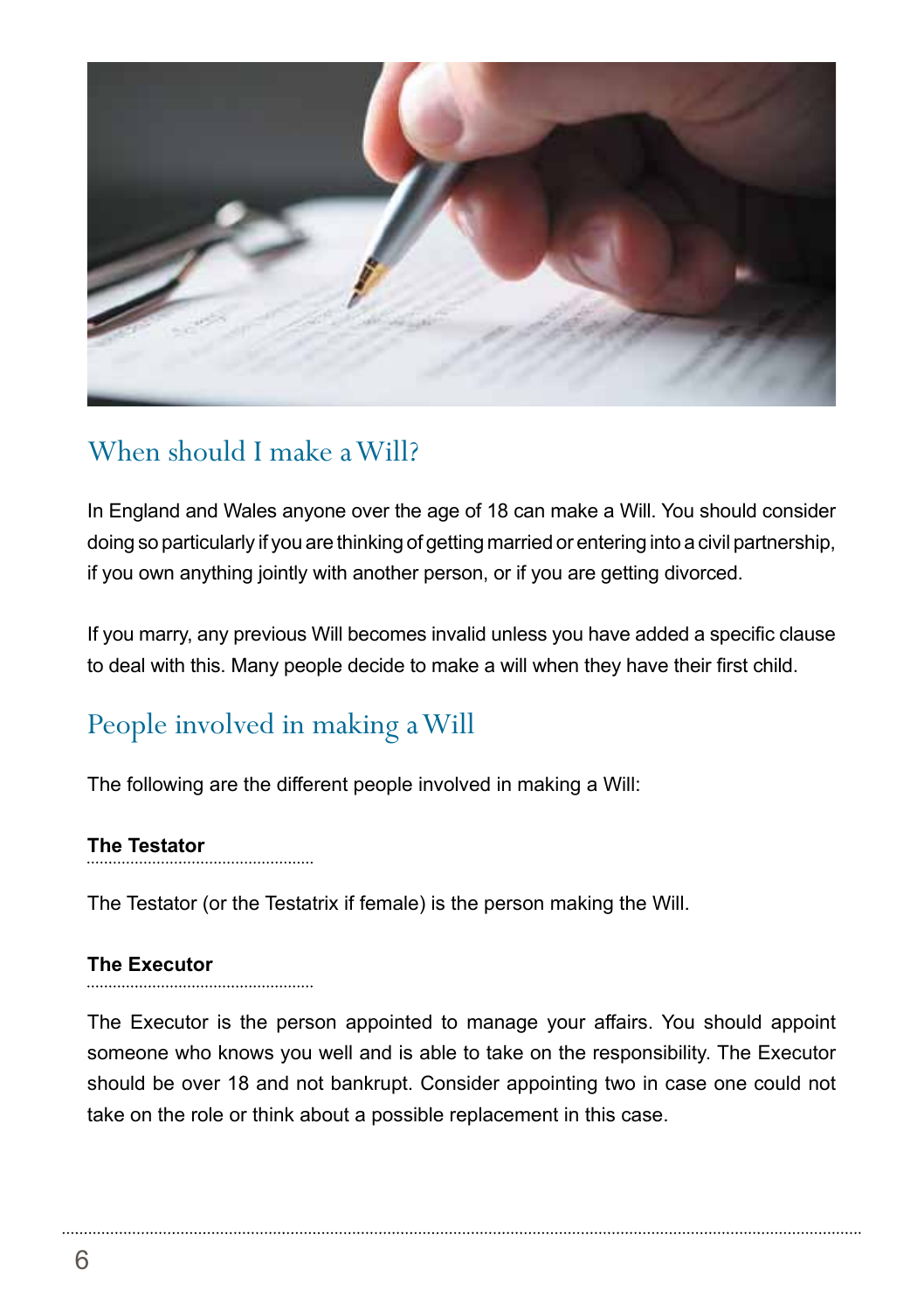## When should I make a Will?

In England and Wales anyone over the age of 18 can make a Will. You should consider doing so particularly if you are thinking of getting married or entering into a civil partnership, if you own anything jointly with another person, or if you are getting divorced.

If you marry, any previous Will becomes invalid unless you have added a specific clause to deal with this. Many people decide to make a will when they have their first child.

## People involved in making a Will

The following are the different people involved in making a Will:

### The Testator

The Testator (or the Testatrix if female) is the person making the Will.

### The Executor

The Executor is the person appointed to manage your affairs. You should appoint someone who knows you well and is able to take on the responsibility. The Executor should be over 18 and not bankrupt. Consider appointing two in case one could not take on the role or think about a possible replacement in this case.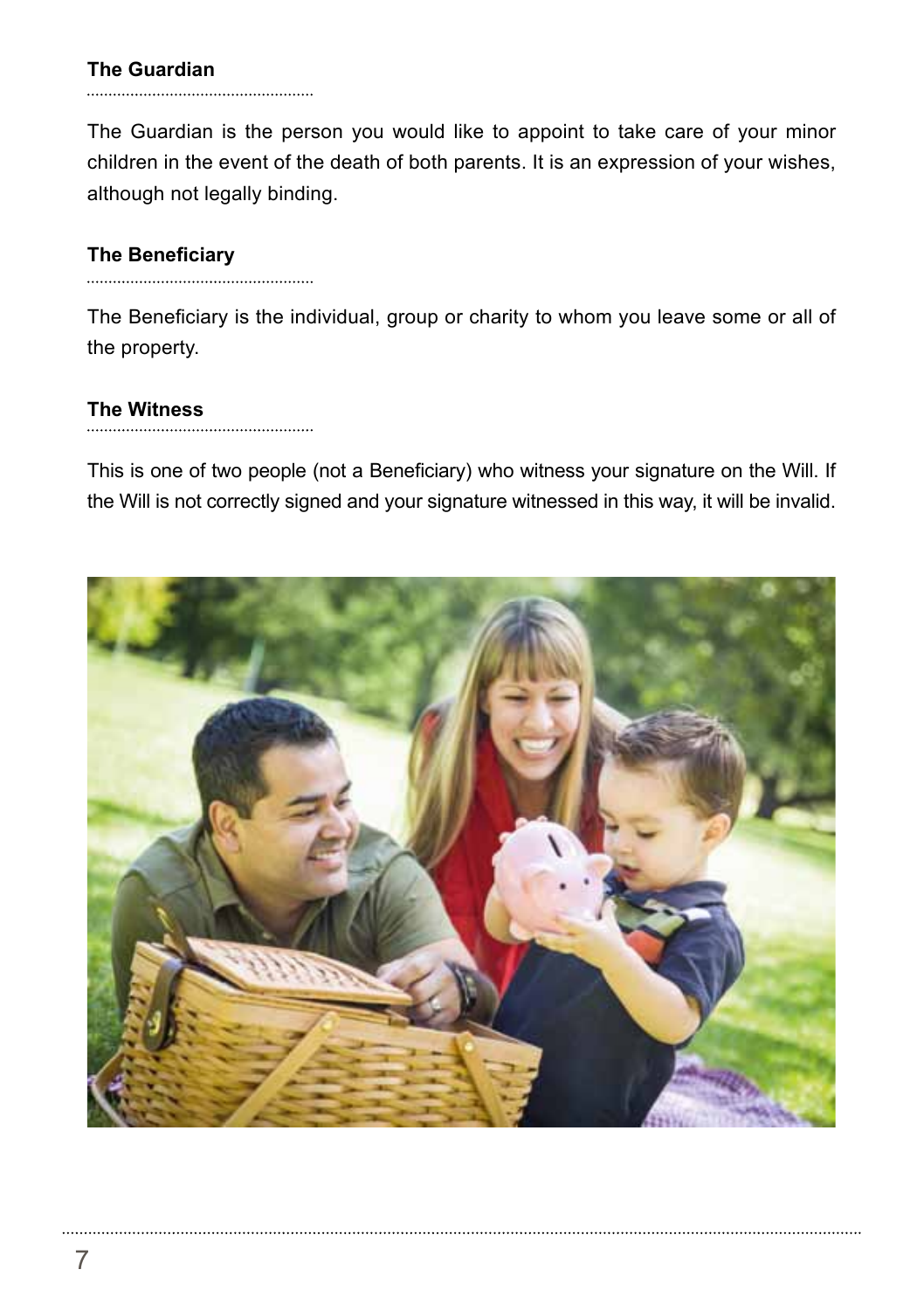### The Guardian

The Guardian is the person you would like to appoint to take care of your minor children in the event of the death of both parents. It is an expression of your wishes, although not legally binding.

### The Beneficiary

The Beneficiary is the individual, group or charity to whom you leave some or all of the property.

### The Witness

This is one of two people (not a Beneficiary) who witness your signature on the Will. If the Will is not correctly signed and your signature witnessed in this way, it will be invalid.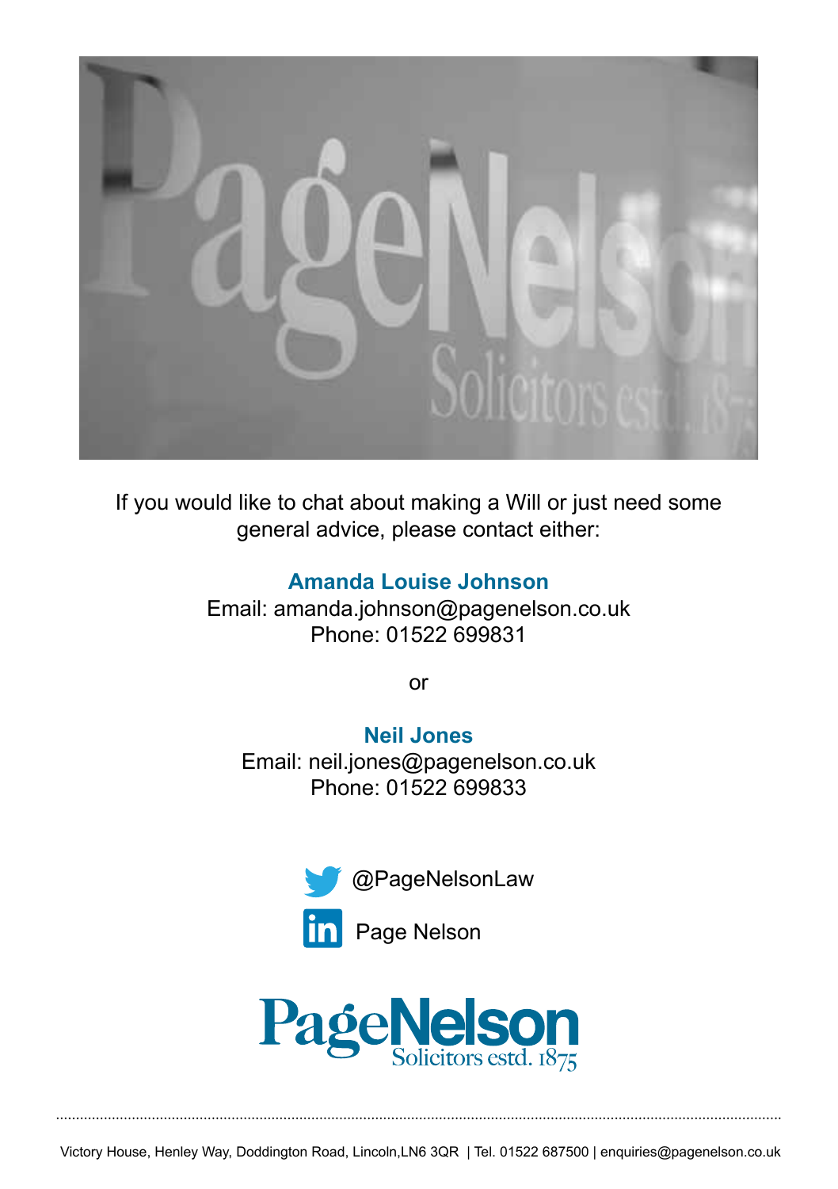If you would like to chat about making a Will or just need some general advice, please contact either:

**Amanda Louise Johnson**
Email: amanda.johnson@pagenelson.co.uk
Phone: 01522 699831

or

**Neil Jones**
Email: neil.jones@pagenelson.co.uk
Phone: 01522 699833

@PageNelsonLaw

Page Nelson

PageNelson
Solicitors estd. 1875

Victory House, Henley Way, Doddington Road, Lincoln,LN6 3QR | Tel. 01522 687500 | enquiries@pagenelson.co.uk